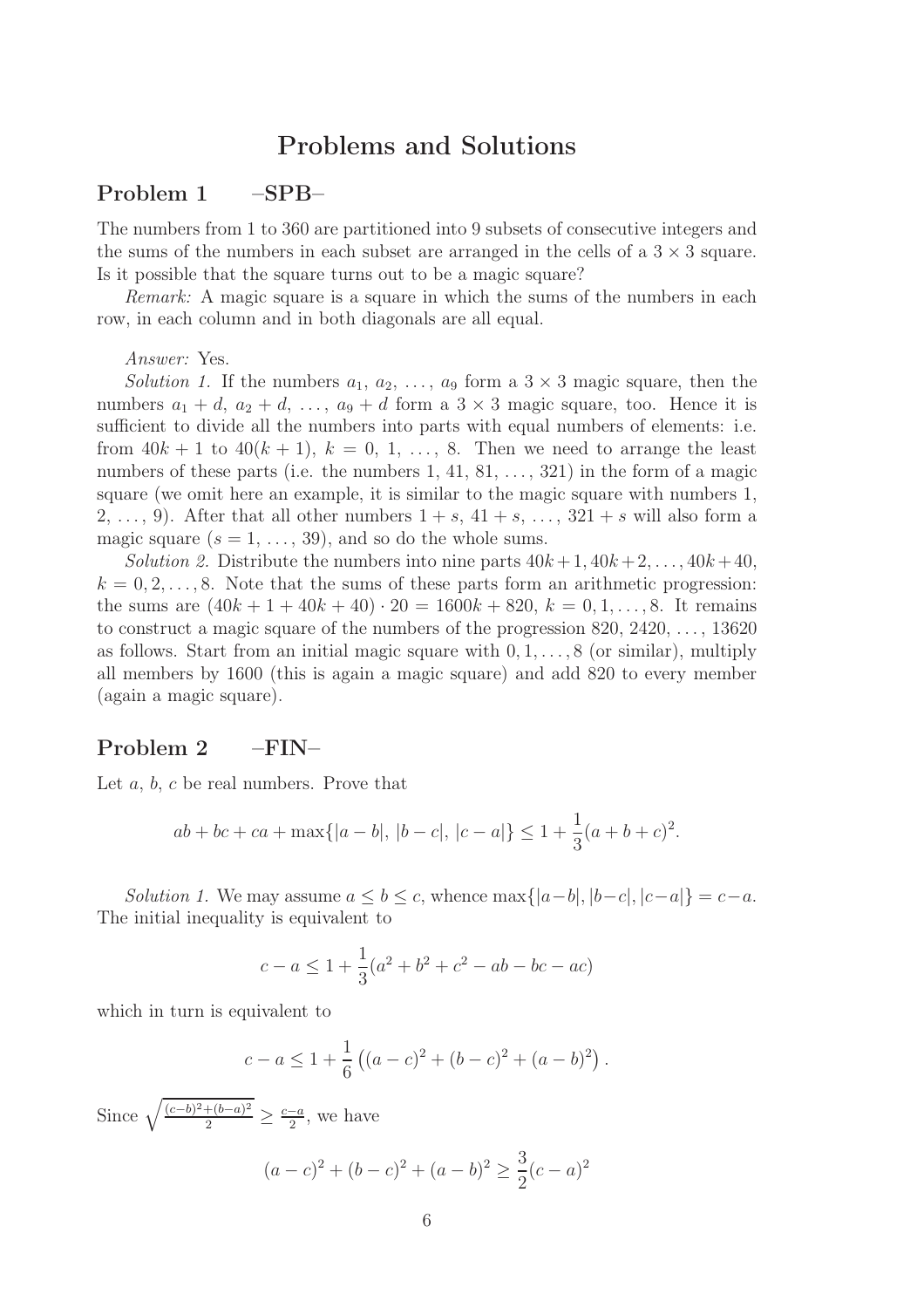# Problems and Solutions

## Problem 1 –SPB–

The numbers from 1 to 360 are partitioned into 9 subsets of consecutive integers and the sums of the numbers in each subset are arranged in the cells of a $3 \times 3$ square. Is it possible that the square turns out to be a magic square?

*Remark:* A magic square is a square in which the sums of the numbers in each row, in each column and in both diagonals are all equal.

*Answer:* Yes.

*Solution 1.* If the numbers $a_1, a_2, \ldots, a_9$ form a $3 \times 3$ magic square, then the numbers $a_1 + d, a_2 + d, \ldots, a_9 + d$ form a $3 \times 3$ magic square, too. Hence it is sufficient to divide all the numbers into parts with equal numbers of elements: i.e. from $40k + 1$ to $40(k + 1)$, $k = 0, 1, \ldots, 8$. Then we need to arrange the least numbers of these parts (i.e. the numbers $1, 41, 81, \ldots, 321$) in the form of a magic square (we omit here an example, it is similar to the magic square with numbers $1, 2, \ldots, 9$). After that all other numbers $1 + s, 41 + s, \ldots, 321 + s$ will also form a magic square ($s = 1, \ldots, 39$), and so do the whole sums.

*Solution 2.* Distribute the numbers into nine parts $40k+1, 40k+2, \ldots, 40k+40$, $k = 0, 2, \ldots, 8$. Note that the sums of these parts form an arithmetic progression: the sums are $(40k + 1 + 40k + 40) \cdot 20 = 1600k + 820$, $k = 0, 1, \ldots, 8$. It remains to construct a magic square of the numbers of the progression $820, 2420, \ldots, 13620$ as follows. Start from an initial magic square with $0, 1, \ldots, 8$ (or similar), multiply all members by 1600 (this is again a magic square) and add 820 to every member (again a magic square).

## Problem 2 –FIN–

Let $a$, $b$, $c$ be real numbers. Prove that

$$ab + bc + ca + \max\{|a - b|, |b - c|, |c - a|\} \leq 1 + \frac{1}{3}(a + b + c)^2.$$

*Solution 1.* We may assume $a \leq b \leq c$, whence $\max\{|a-b|, |b-c|, |c-a|\} = c-a$. The initial inequality is equivalent to

$$c - a \leq 1 + \frac{1}{3}(a^2 + b^2 + c^2 - ab - bc - ac)$$

which in turn is equivalent to

$$c - a \leq 1 + \frac{1}{6}\left((a - c)^2 + (b - c)^2 + (a - b)^2\right).$$

Since $\sqrt{\frac{(c-b)^2+(b-a)^2}{2}} \geq \frac{c-a}{2}$, we have

$$(a - c)^2 + (b - c)^2 + (a - b)^2 \geq \frac{3}{2}(c - a)^2$$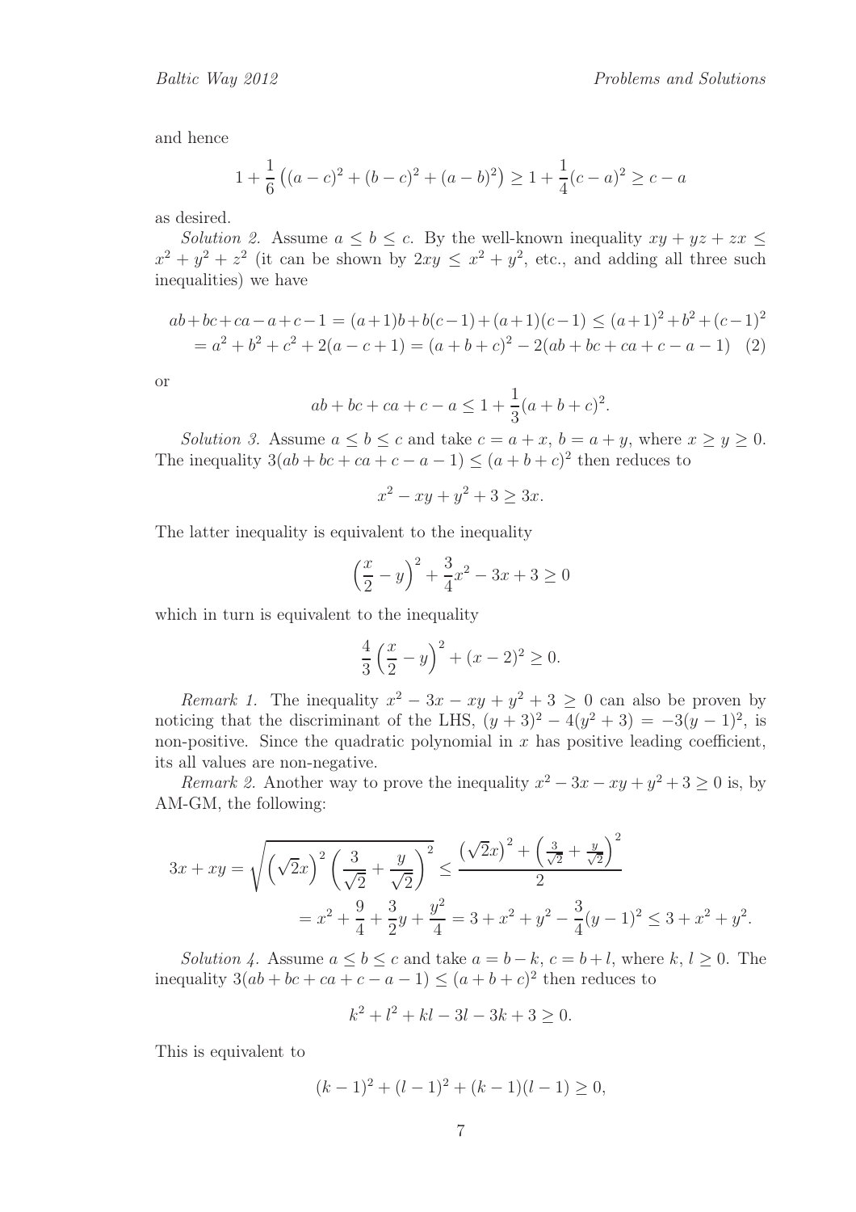and hence

$$1 + \frac{1}{6}\left((a-c)^2 + (b-c)^2 + (a-b)^2\right) \geq 1 + \frac{1}{4}(c-a)^2 \geq c - a$$

as desired.

*Solution 2.* Assume $a \leq b \leq c$. By the well-known inequality $xy + yz + zx \leq x^2 + y^2 + z^2$ (it can be shown by $2xy \leq x^2 + y^2$, etc., and adding all three such inequalities) we have

$$\begin{aligned} ab+bc+ca-a+c-1 &= (a+1)b+b(c-1)+(a+1)(c-1) \leq (a+1)^2+b^2+(c-1)^2 \\ &= a^2+b^2+c^2+2(a-c+1) = (a+b+c)^2 - 2(ab+bc+ca+c-a-1) \quad (2) \end{aligned}$$

or

$$ab + bc + ca + c - a \leq 1 + \frac{1}{3}(a+b+c)^2.$$

*Solution 3.* Assume $a \leq b \leq c$ and take $c = a + x$, $b = a + y$, where $x \geq y \geq 0$. The inequality $3(ab + bc + ca + c - a - 1) \leq (a + b + c)^2$ then reduces to

$$x^2 - xy + y^2 + 3 \geq 3x.$$

The latter inequality is equivalent to the inequality

$$\left(\frac{x}{2} - y\right)^2 + \frac{3}{4}x^2 - 3x + 3 \geq 0$$

which in turn is equivalent to the inequality

$$\frac{4}{3}\left(\frac{x}{2} - y\right)^2 + (x-2)^2 \geq 0.$$

*Remark 1.* The inequality $x^2 - 3x - xy + y^2 + 3 \geq 0$ can also be proven by noticing that the discriminant of the LHS, $(y+3)^2 - 4(y^2+3) = -3(y-1)^2$, is non-positive. Since the quadratic polynomial in $x$ has positive leading coefficient, its all values are non-negative.

*Remark 2.* Another way to prove the inequality $x^2 - 3x - xy + y^2 + 3 \geq 0$ is, by AM-GM, the following:

$$\begin{aligned} 3x + xy = \sqrt{\left(\sqrt{2}x\right)^2\left(\frac{3}{\sqrt{2}} + \frac{y}{\sqrt{2}}\right)^2} &\leq \frac{\left(\sqrt{2}x\right)^2 + \left(\frac{3}{\sqrt{2}} + \frac{y}{\sqrt{2}}\right)^2}{2} \\ &= x^2 + \frac{9}{4} + \frac{3}{2}y + \frac{y^2}{4} = 3 + x^2 + y^2 - \frac{3}{4}(y-1)^2 \leq 3 + x^2 + y^2. \end{aligned}$$

*Solution 4.* Assume $a \leq b \leq c$ and take $a = b - k$, $c = b + l$, where $k, l \geq 0$. The inequality $3(ab + bc + ca + c - a - 1) \leq (a + b + c)^2$ then reduces to

$$k^2 + l^2 + kl - 3l - 3k + 3 \geq 0.$$

This is equivalent to

$$(k-1)^2 + (l-1)^2 + (k-1)(l-1) \geq 0,$$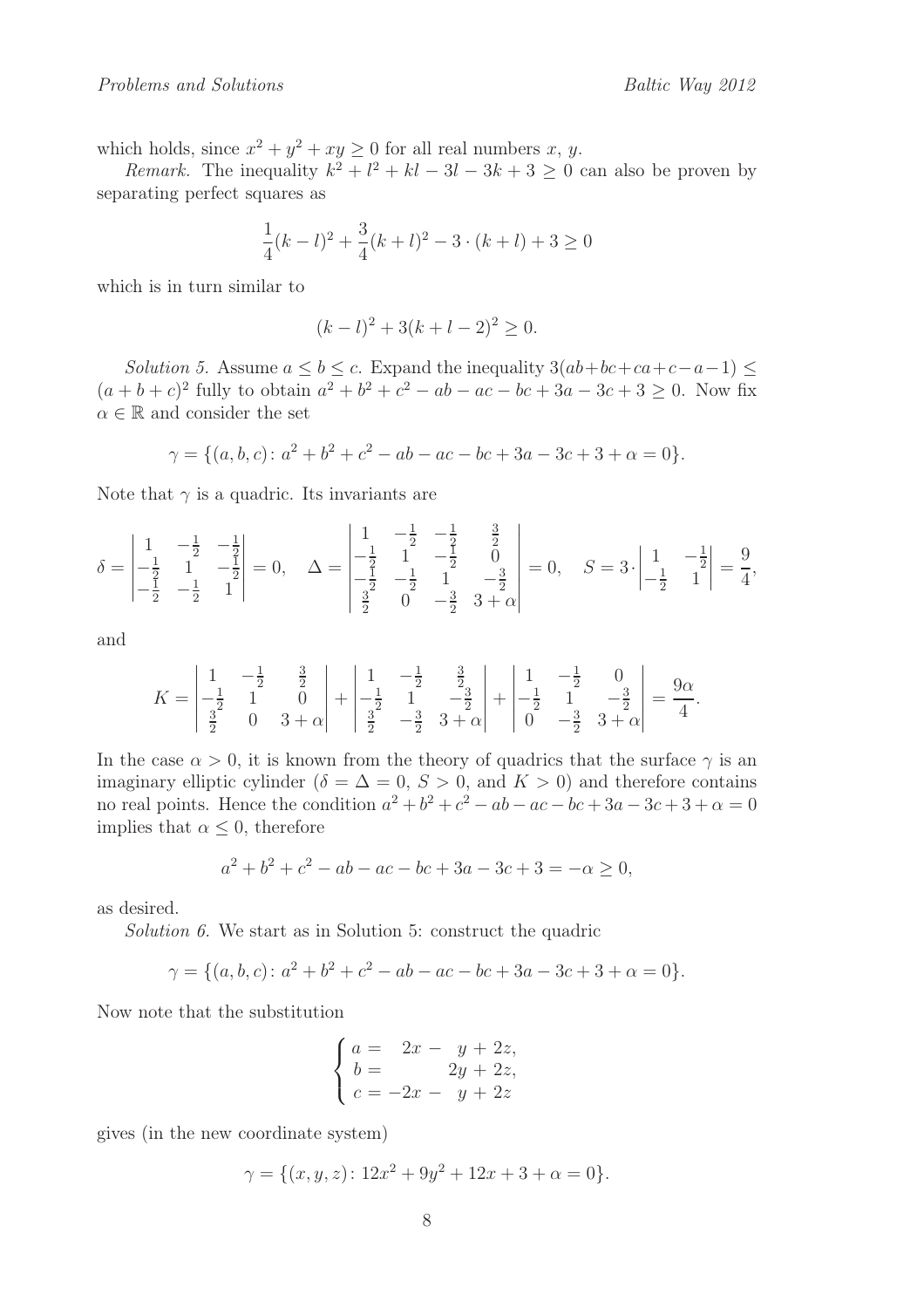which holds, since $x^2 + y^2 + xy \geq 0$ for all real numbers $x$, $y$.

*Remark.* The inequality $k^2 + l^2 + kl - 3l - 3k + 3 \geq 0$ can also be proven by separating perfect squares as

$$\frac{1}{4}(k-l)^2 + \frac{3}{4}(k+l)^2 - 3 \cdot (k+l) + 3 \geq 0$$

which is in turn similar to

$$(k-l)^2 + 3(k+l-2)^2 \geq 0.$$

*Solution 5.* Assume $a \leq b \leq c$. Expand the inequality $3(ab+bc+ca+c-a-1) \leq (a+b+c)^2$ fully to obtain $a^2 + b^2 + c^2 - ab - ac - bc + 3a - 3c + 3 \geq 0$. Now fix $\alpha \in \mathbb{R}$ and consider the set

$$\gamma = \{(a, b, c)\colon a^2 + b^2 + c^2 - ab - ac - bc + 3a - 3c + 3 + \alpha = 0\}.$$

Note that $\gamma$ is a quadric. Its invariants are

$$\delta = \begin{vmatrix} 1 & -\frac{1}{2} & -\frac{1}{2} \\ -\frac{1}{2} & 1 & -\frac{1}{2} \\ -\frac{1}{2} & -\frac{1}{2} & 1 \end{vmatrix} = 0, \quad \Delta = \begin{vmatrix} 1 & -\frac{1}{2} & -\frac{1}{2} & \frac{3}{2} \\ -\frac{1}{2} & 1 & -\frac{1}{2} & 0 \\ -\frac{1}{2} & -\frac{1}{2} & 1 & -\frac{3}{2} \\ \frac{3}{2} & 0 & -\frac{3}{2} & 3+\alpha \end{vmatrix} = 0, \quad S = 3 \cdot \begin{vmatrix} 1 & -\frac{1}{2} \\ -\frac{1}{2} & 1 \end{vmatrix} = \frac{9}{4},$$

and

$$K = \begin{vmatrix} 1 & -\frac{1}{2} & \frac{3}{2} \\ -\frac{1}{2} & 1 & 0 \\ \frac{3}{2} & 0 & 3+\alpha \end{vmatrix} + \begin{vmatrix} 1 & -\frac{1}{2} & \frac{3}{2} \\ -\frac{1}{2} & 1 & -\frac{3}{2} \\ \frac{3}{2} & -\frac{3}{2} & 3+\alpha \end{vmatrix} + \begin{vmatrix} 1 & -\frac{1}{2} & 0 \\ -\frac{1}{2} & 1 & -\frac{3}{2} \\ 0 & -\frac{3}{2} & 3+\alpha \end{vmatrix} = \frac{9\alpha}{4}.$$

In the case $\alpha > 0$, it is known from the theory of quadrics that the surface $\gamma$ is an imaginary elliptic cylinder ($\delta = \Delta = 0$, $S > 0$, and $K > 0$) and therefore contains no real points. Hence the condition $a^2 + b^2 + c^2 - ab - ac - bc + 3a - 3c + 3 + \alpha = 0$ implies that $\alpha \leq 0$, therefore

$$a^2 + b^2 + c^2 - ab - ac - bc + 3a - 3c + 3 = -\alpha \geq 0,$$

as desired.

*Solution 6.* We start as in Solution 5: construct the quadric

$$\gamma = \{(a, b, c)\colon a^2 + b^2 + c^2 - ab - ac - bc + 3a - 3c + 3 + \alpha = 0\}.$$

Now note that the substitution

$$\begin{cases} a = \phantom{-}2x - \phantom{2}y + 2z, \\ b = \phantom{-2x - {}} 2y + 2z, \\ c = -2x - \phantom{2}y + 2z \end{cases}$$

gives (in the new coordinate system)

$$\gamma = \{(x, y, z)\colon 12x^2 + 9y^2 + 12x + 3 + \alpha = 0\}.$$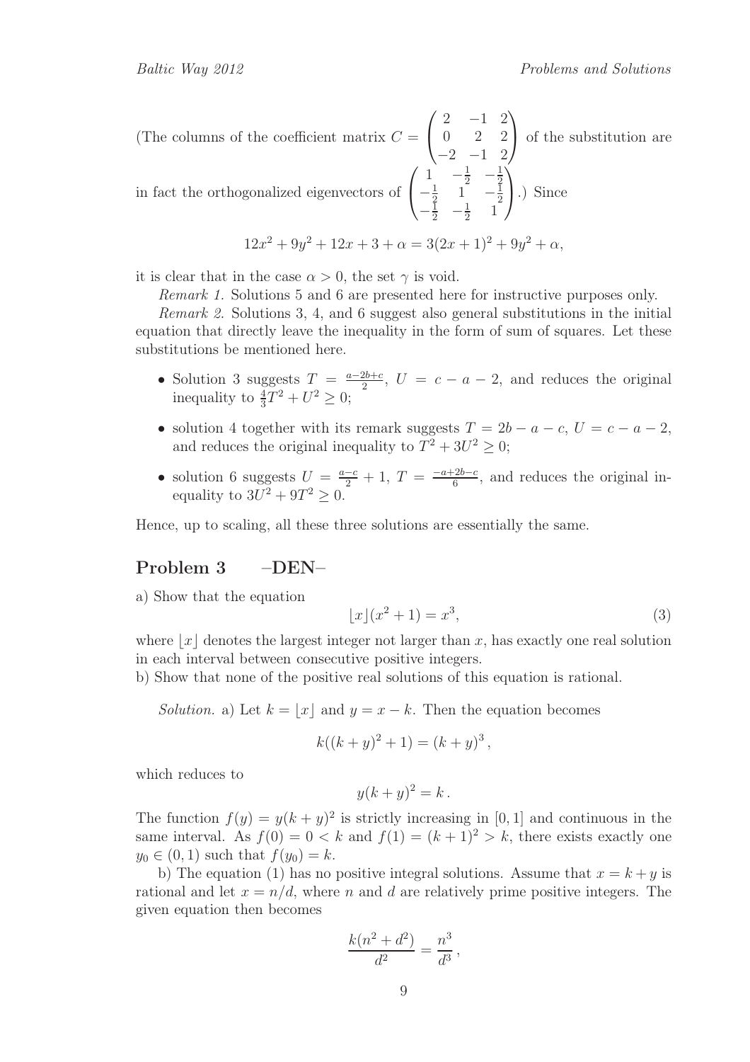(The columns of the coefficient matrix $C = \begin{pmatrix} 2 & -1 & 2 \\ 0 & 2 & 2 \\ -2 & -1 & 2 \end{pmatrix}$ of the substitution are in fact the orthogonalized eigenvectors of $\begin{pmatrix} 1 & -\frac{1}{2} & -\frac{1}{2} \\ -\frac{1}{2} & 1 & -\frac{1}{2} \\ -\frac{1}{2} & -\frac{1}{2} & 1 \end{pmatrix}$.) Since

$$12x^2 + 9y^2 + 12x + 3 + \alpha = 3(2x+1)^2 + 9y^2 + \alpha,$$

it is clear that in the case $\alpha > 0$, the set $\gamma$ is void.

*Remark 1.* Solutions 5 and 6 are presented here for instructive purposes only.

*Remark 2.* Solutions 3, 4, and 6 suggest also general substitutions in the initial equation that directly leave the inequality in the form of sum of squares. Let these substitutions be mentioned here.

- Solution 3 suggests $T = \frac{a-2b+c}{2}$, $U = c - a - 2$, and reduces the original inequality to $\frac{4}{3}T^2 + U^2 \geq 0$;
- solution 4 together with its remark suggests $T = 2b - a - c$, $U = c - a - 2$, and reduces the original inequality to $T^2 + 3U^2 \geq 0$;
- solution 6 suggests $U = \frac{a-c}{2} + 1$, $T = \frac{-a+2b-c}{6}$, and reduces the original inequality to $3U^2 + 9T^2 \geq 0$.

Hence, up to scaling, all these three solutions are essentially the same.

## Problem 3 –DEN–

a) Show that the equation

$$\lfloor x \rfloor (x^2 + 1) = x^3, \tag{3}$$

where $\lfloor x \rfloor$ denotes the largest integer not larger than $x$, has exactly one real solution in each interval between consecutive positive integers.

b) Show that none of the positive real solutions of this equation is rational.

*Solution.* a) Let $k = \lfloor x \rfloor$ and $y = x - k$. Then the equation becomes

$$k((k+y)^2 + 1) = (k+y)^3,$$

which reduces to

$$y(k+y)^2 = k.$$

The function $f(y) = y(k+y)^2$ is strictly increasing in $[0, 1]$ and continuous in the same interval. As $f(0) = 0 < k$ and $f(1) = (k+1)^2 > k$, there exists exactly one $y_0 \in (0, 1)$ such that $f(y_0) = k$.

b) The equation (1) has no positive integral solutions. Assume that $x = k + y$ is rational and let $x = n/d$, where $n$ and $d$ are relatively prime positive integers. The given equation then becomes

$$\frac{k(n^2 + d^2)}{d^2} = \frac{n^3}{d^3},$$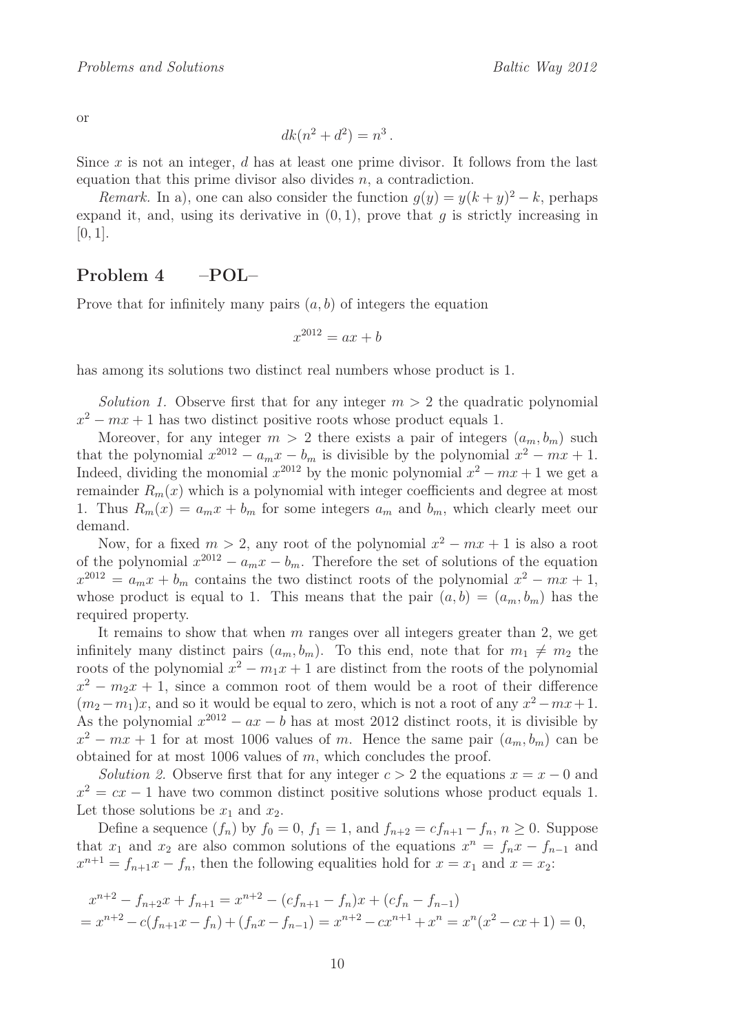or

$$dk(n^2 + d^2) = n^3 .$$

Since $x$ is not an integer, $d$ has at least one prime divisor. It follows from the last equation that this prime divisor also divides $n$, a contradiction.

*Remark.* In a), one can also consider the function $g(y) = y(k + y)^2 - k$, perhaps expand it, and, using its derivative in $(0, 1)$, prove that $g$ is strictly increasing in $[0, 1]$.

## Problem 4 –POL–

Prove that for infinitely many pairs $(a, b)$ of integers the equation

$$x^{2012} = ax + b$$

has among its solutions two distinct real numbers whose product is 1.

*Solution 1.* Observe first that for any integer $m > 2$ the quadratic polynomial $x^2 - mx + 1$ has two distinct positive roots whose product equals 1.

Moreover, for any integer $m > 2$ there exists a pair of integers $(a_m, b_m)$ such that the polynomial $x^{2012} - a_m x - b_m$ is divisible by the polynomial $x^2 - mx + 1$. Indeed, dividing the monomial $x^{2012}$ by the monic polynomial $x^2 - mx + 1$ we get a remainder $R_m(x)$ which is a polynomial with integer coefficients and degree at most 1. Thus $R_m(x) = a_m x + b_m$ for some integers $a_m$ and $b_m$, which clearly meet our demand.

Now, for a fixed $m > 2$, any root of the polynomial $x^2 - mx + 1$ is also a root of the polynomial $x^{2012} - a_m x - b_m$. Therefore the set of solutions of the equation $x^{2012} = a_m x + b_m$ contains the two distinct roots of the polynomial $x^2 - mx + 1$, whose product is equal to 1. This means that the pair $(a, b) = (a_m, b_m)$ has the required property.

It remains to show that when $m$ ranges over all integers greater than 2, we get infinitely many distinct pairs $(a_m, b_m)$. To this end, note that for $m_1 \neq m_2$ the roots of the polynomial $x^2 - m_1 x + 1$ are distinct from the roots of the polynomial $x^2 - m_2 x + 1$, since a common root of them would be a root of their difference $(m_2 - m_1)x$, and so it would be equal to zero, which is not a root of any $x^2 - mx + 1$. As the polynomial $x^{2012} - ax - b$ has at most 2012 distinct roots, it is divisible by $x^2 - mx + 1$ for at most 1006 values of $m$. Hence the same pair $(a_m, b_m)$ can be obtained for at most 1006 values of $m$, which concludes the proof.

*Solution 2.* Observe first that for any integer $c > 2$ the equations $x = x - 0$ and $x^2 = cx - 1$ have two common distinct positive solutions whose product equals 1. Let those solutions be $x_1$ and $x_2$.

Define a sequence $(f_n)$ by $f_0 = 0$, $f_1 = 1$, and $f_{n+2} = cf_{n+1} - f_n$, $n \geq 0$. Suppose that $x_1$ and $x_2$ are also common solutions of the equations $x^n = f_n x - f_{n-1}$ and $x^{n+1} = f_{n+1} x - f_n$, then the following equalities hold for $x = x_1$ and $x = x_2$:

$$\begin{aligned}
&x^{n+2} - f_{n+2}x + f_{n+1} = x^{n+2} - (cf_{n+1} - f_n)x + (cf_n - f_{n-1}) \\
&= x^{n+2} - c(f_{n+1}x - f_n) + (f_n x - f_{n-1}) = x^{n+2} - cx^{n+1} + x^n = x^n(x^2 - cx + 1) = 0,
\end{aligned}$$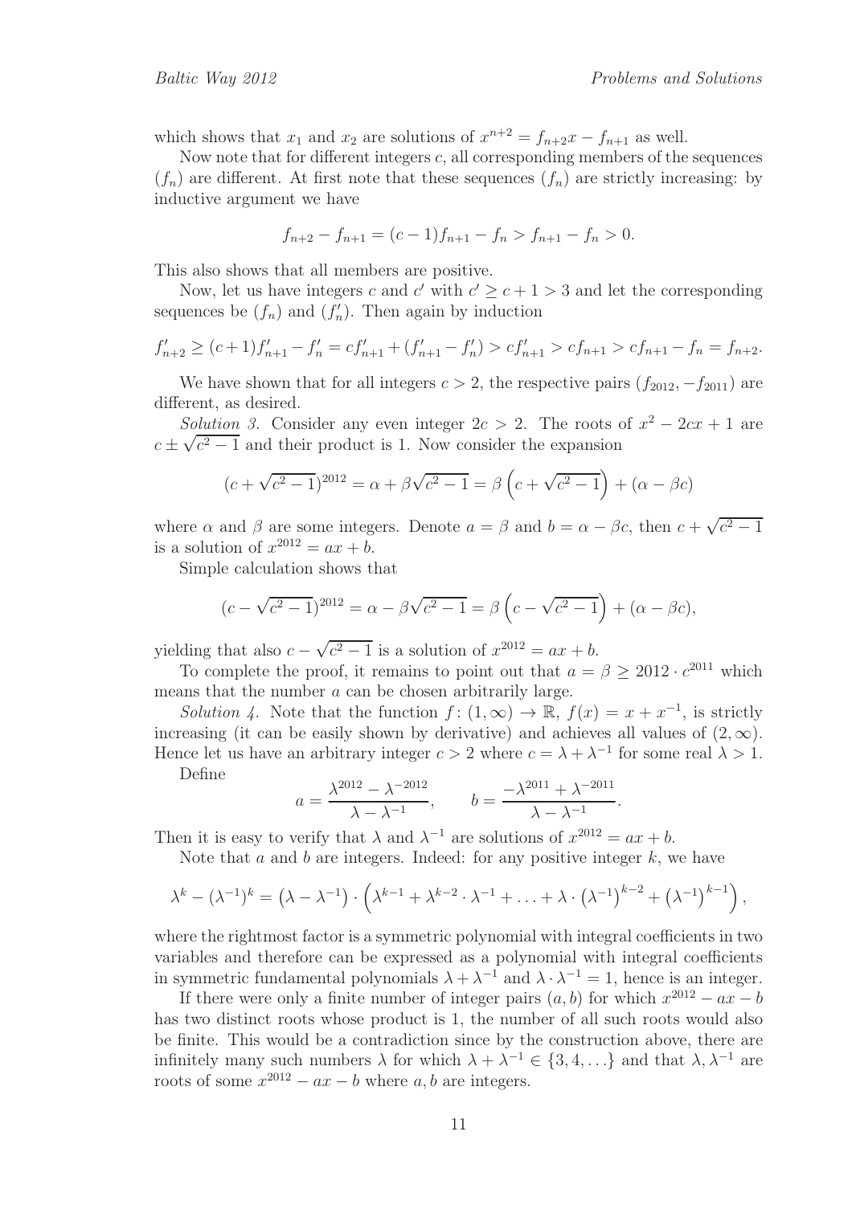which shows that $x_1$ and $x_2$ are solutions of $x^{n+2} = f_{n+2}x - f_{n+1}$ as well.

Now note that for different integers $c$, all corresponding members of the sequences $(f_n)$ are different. At first note that these sequences $(f_n)$ are strictly increasing: by inductive argument we have

$$f_{n+2} - f_{n+1} = (c-1)f_{n+1} - f_n > f_{n+1} - f_n > 0.$$

This also shows that all members are positive.

Now, let us have integers $c$ and $c'$ with $c' \geq c + 1 > 3$ and let the corresponding sequences be $(f_n)$ and $(f'_n)$. Then again by induction

$$f'_{n+2} \geq (c+1)f'_{n+1} - f'_n = cf'_{n+1} + (f'_{n+1} - f'_n) > cf'_{n+1} > cf_{n+1} > cf_{n+1} - f_n = f_{n+2}.$$

We have shown that for all integers $c > 2$, the respective pairs $(f_{2012}, -f_{2011})$ are different, as desired.

*Solution 3.* Consider any even integer $2c > 2$. The roots of $x^2 - 2cx + 1$ are $c \pm \sqrt{c^2 - 1}$ and their product is 1. Now consider the expansion

$$(c + \sqrt{c^2 - 1})^{2012} = \alpha + \beta\sqrt{c^2 - 1} = \beta\left(c + \sqrt{c^2 - 1}\right) + (\alpha - \beta c)$$

where $\alpha$ and $\beta$ are some integers. Denote $a = \beta$ and $b = \alpha - \beta c$, then $c + \sqrt{c^2 - 1}$ is a solution of $x^{2012} = ax + b$.

Simple calculation shows that

$$(c - \sqrt{c^2 - 1})^{2012} = \alpha - \beta\sqrt{c^2 - 1} = \beta\left(c - \sqrt{c^2 - 1}\right) + (\alpha - \beta c),$$

yielding that also $c - \sqrt{c^2 - 1}$ is a solution of $x^{2012} = ax + b$.

To complete the proof, it remains to point out that $a = \beta \geq 2012 \cdot c^{2011}$ which means that the number $a$ can be chosen arbitrarily large.

*Solution 4.* Note that the function $f\colon (1, \infty) \to \mathbb{R}$, $f(x) = x + x^{-1}$, is strictly increasing (it can be easily shown by derivative) and achieves all values of $(2, \infty)$. Hence let us have an arbitrary integer $c > 2$ where $c = \lambda + \lambda^{-1}$ for some real $\lambda > 1$.

Define

$$a = \frac{\lambda^{2012} - \lambda^{-2012}}{\lambda - \lambda^{-1}}, \qquad b = \frac{-\lambda^{2011} + \lambda^{-2011}}{\lambda - \lambda^{-1}}.$$

Then it is easy to verify that $\lambda$ and $\lambda^{-1}$ are solutions of $x^{2012} = ax + b$.

Note that $a$ and $b$ are integers. Indeed: for any positive integer $k$, we have

$$\lambda^k - (\lambda^{-1})^k = \left(\lambda - \lambda^{-1}\right) \cdot \left(\lambda^{k-1} + \lambda^{k-2} \cdot \lambda^{-1} + \ldots + \lambda \cdot \left(\lambda^{-1}\right)^{k-2} + \left(\lambda^{-1}\right)^{k-1}\right),$$

where the rightmost factor is a symmetric polynomial with integral coefficients in two variables and therefore can be expressed as a polynomial with integral coefficients in symmetric fundamental polynomials $\lambda + \lambda^{-1}$ and $\lambda \cdot \lambda^{-1} = 1$, hence is an integer.

If there were only a finite number of integer pairs $(a, b)$ for which $x^{2012} - ax - b$ has two distinct roots whose product is 1, the number of all such roots would also be finite. This would be a contradiction since by the construction above, there are infinitely many such numbers $\lambda$ for which $\lambda + \lambda^{-1} \in \{3, 4, \ldots\}$ and that $\lambda, \lambda^{-1}$ are roots of some $x^{2012} - ax - b$ where $a, b$ are integers.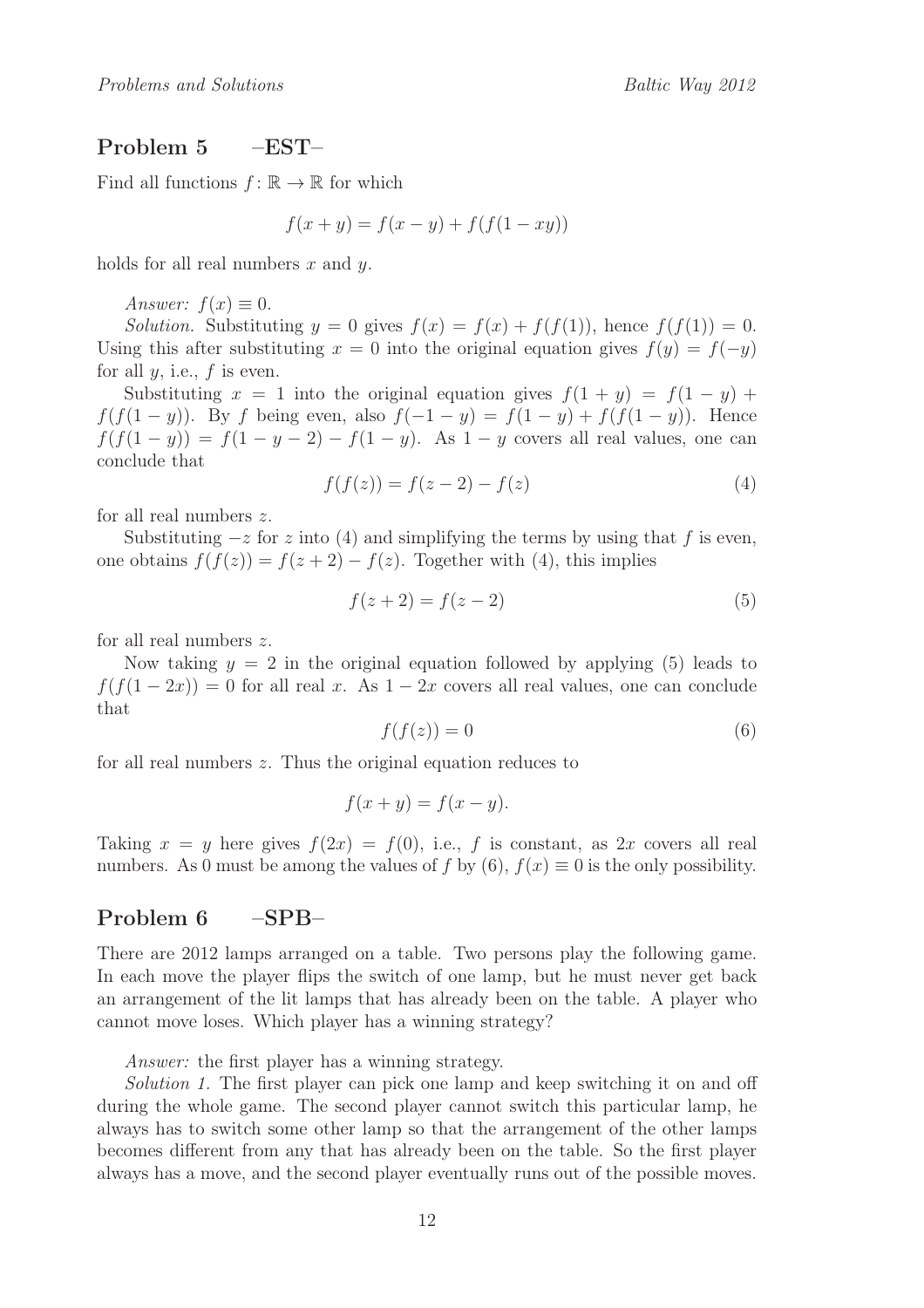## Problem 5 –EST–

Find all functions $f: \mathbb{R} \to \mathbb{R}$ for which

$$f(x+y) = f(x-y) + f(f(1-xy))$$

holds for all real numbers $x$ and $y$.

*Answer:* $f(x) \equiv 0$.

*Solution.* Substituting $y = 0$ gives $f(x) = f(x) + f(f(1))$, hence $f(f(1)) = 0$. Using this after substituting $x = 0$ into the original equation gives $f(y) = f(-y)$ for all $y$, i.e., $f$ is even.

Substituting $x = 1$ into the original equation gives $f(1+y) = f(1-y) + f(f(1-y))$. By $f$ being even, also $f(-1-y) = f(1-y) + f(f(1-y))$. Hence $f(f(1-y)) = f(1-y-2) - f(1-y)$. As $1-y$ covers all real values, one can conclude that

$$f(f(z)) = f(z-2) - f(z) \tag{4}$$

for all real numbers $z$.

Substituting $-z$ for $z$ into (4) and simplifying the terms by using that $f$ is even, one obtains $f(f(z)) = f(z+2) - f(z)$. Together with (4), this implies

$$f(z+2) = f(z-2) \tag{5}$$

for all real numbers $z$.

Now taking $y = 2$ in the original equation followed by applying (5) leads to $f(f(1-2x)) = 0$ for all real $x$. As $1-2x$ covers all real values, one can conclude that

$$f(f(z)) = 0 \tag{6}$$

for all real numbers $z$. Thus the original equation reduces to

$$f(x+y) = f(x-y).$$

Taking $x = y$ here gives $f(2x) = f(0)$, i.e., $f$ is constant, as $2x$ covers all real numbers. As 0 must be among the values of $f$ by (6), $f(x) \equiv 0$ is the only possibility.

## Problem 6 –SPB–

There are 2012 lamps arranged on a table. Two persons play the following game. In each move the player flips the switch of one lamp, but he must never get back an arrangement of the lit lamps that has already been on the table. A player who cannot move loses. Which player has a winning strategy?

*Answer:* the first player has a winning strategy.

*Solution 1.* The first player can pick one lamp and keep switching it on and off during the whole game. The second player cannot switch this particular lamp, he always has to switch some other lamp so that the arrangement of the other lamps becomes different from any that has already been on the table. So the first player always has a move, and the second player eventually runs out of the possible moves.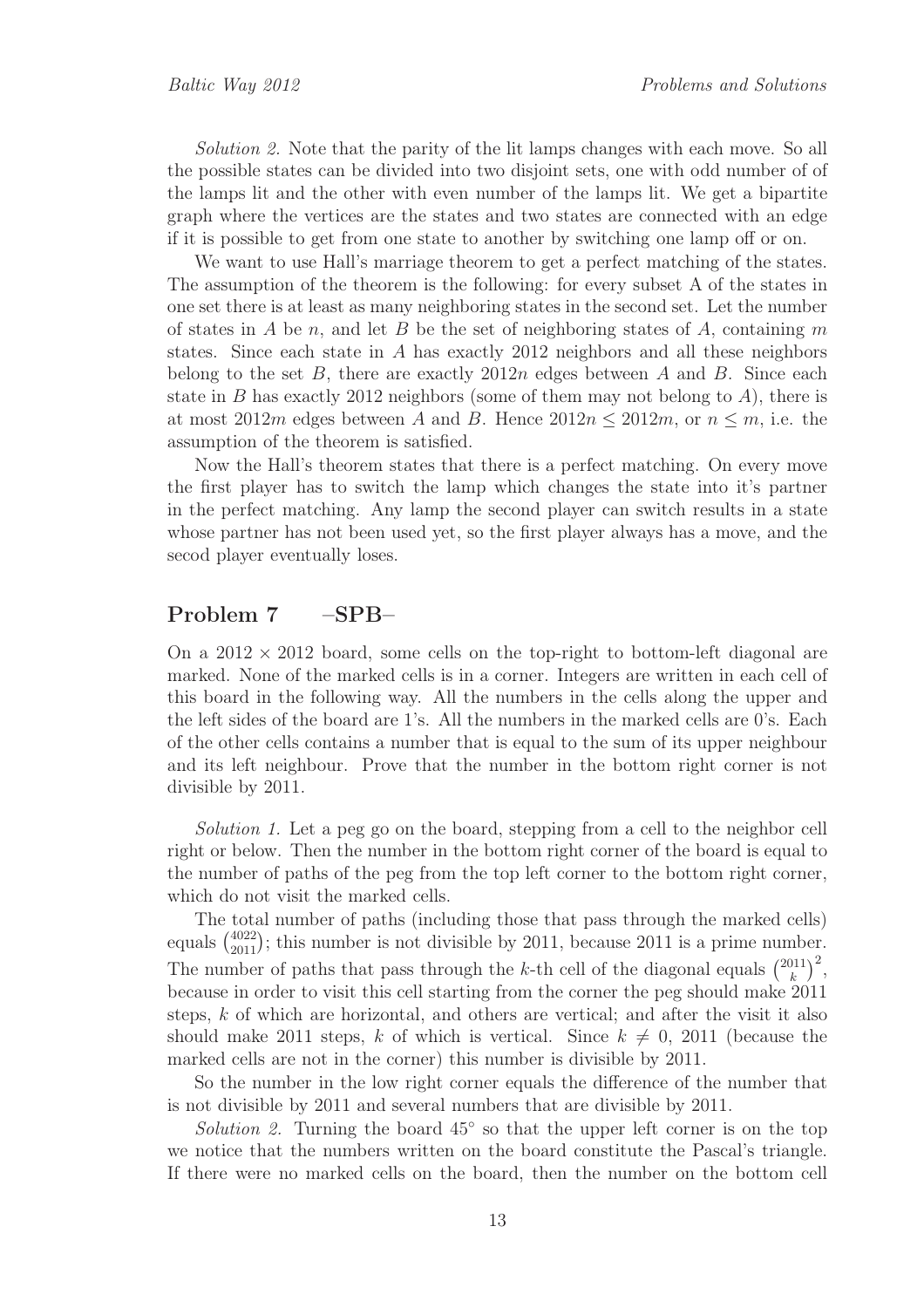*Solution 2.* Note that the parity of the lit lamps changes with each move. So all the possible states can be divided into two disjoint sets, one with odd number of of the lamps lit and the other with even number of the lamps lit. We get a bipartite graph where the vertices are the states and two states are connected with an edge if it is possible to get from one state to another by switching one lamp off or on.

We want to use Hall's marriage theorem to get a perfect matching of the states. The assumption of the theorem is the following: for every subset A of the states in one set there is at least as many neighboring states in the second set. Let the number of states in $A$ be $n$, and let $B$ be the set of neighboring states of $A$, containing $m$ states. Since each state in $A$ has exactly 2012 neighbors and all these neighbors belong to the set $B$, there are exactly $2012n$ edges between $A$ and $B$. Since each state in $B$ has exactly 2012 neighbors (some of them may not belong to $A$), there is at most $2012m$ edges between $A$ and $B$. Hence $2012n \leq 2012m$, or $n \leq m$, i.e. the assumption of the theorem is satisfied.

Now the Hall's theorem states that there is a perfect matching. On every move the first player has to switch the lamp which changes the state into it's partner in the perfect matching. Any lamp the second player can switch results in a state whose partner has not been used yet, so the first player always has a move, and the secod player eventually loses.

## Problem 7 –SPB–

On a $2012 \times 2012$ board, some cells on the top-right to bottom-left diagonal are marked. None of the marked cells is in a corner. Integers are written in each cell of this board in the following way. All the numbers in the cells along the upper and the left sides of the board are 1's. All the numbers in the marked cells are 0's. Each of the other cells contains a number that is equal to the sum of its upper neighbour and its left neighbour. Prove that the number in the bottom right corner is not divisible by 2011.

*Solution 1.* Let a peg go on the board, stepping from a cell to the neighbor cell right or below. Then the number in the bottom right corner of the board is equal to the number of paths of the peg from the top left corner to the bottom right corner, which do not visit the marked cells.

The total number of paths (including those that pass through the marked cells) equals $\binom{4022}{2011}$; this number is not divisible by 2011, because 2011 is a prime number. The number of paths that pass through the $k$-th cell of the diagonal equals $\binom{2011}{k}^2$, because in order to visit this cell starting from the corner the peg should make 2011 steps, $k$ of which are horizontal, and others are vertical; and after the visit it also should make 2011 steps, $k$ of which is vertical. Since $k \neq 0$, 2011 (because the marked cells are not in the corner) this number is divisible by 2011.

So the number in the low right corner equals the difference of the number that is not divisible by 2011 and several numbers that are divisible by 2011.

*Solution 2.* Turning the board $45°$ so that the upper left corner is on the top we notice that the numbers written on the board constitute the Pascal's triangle. If there were no marked cells on the board, then the number on the bottom cell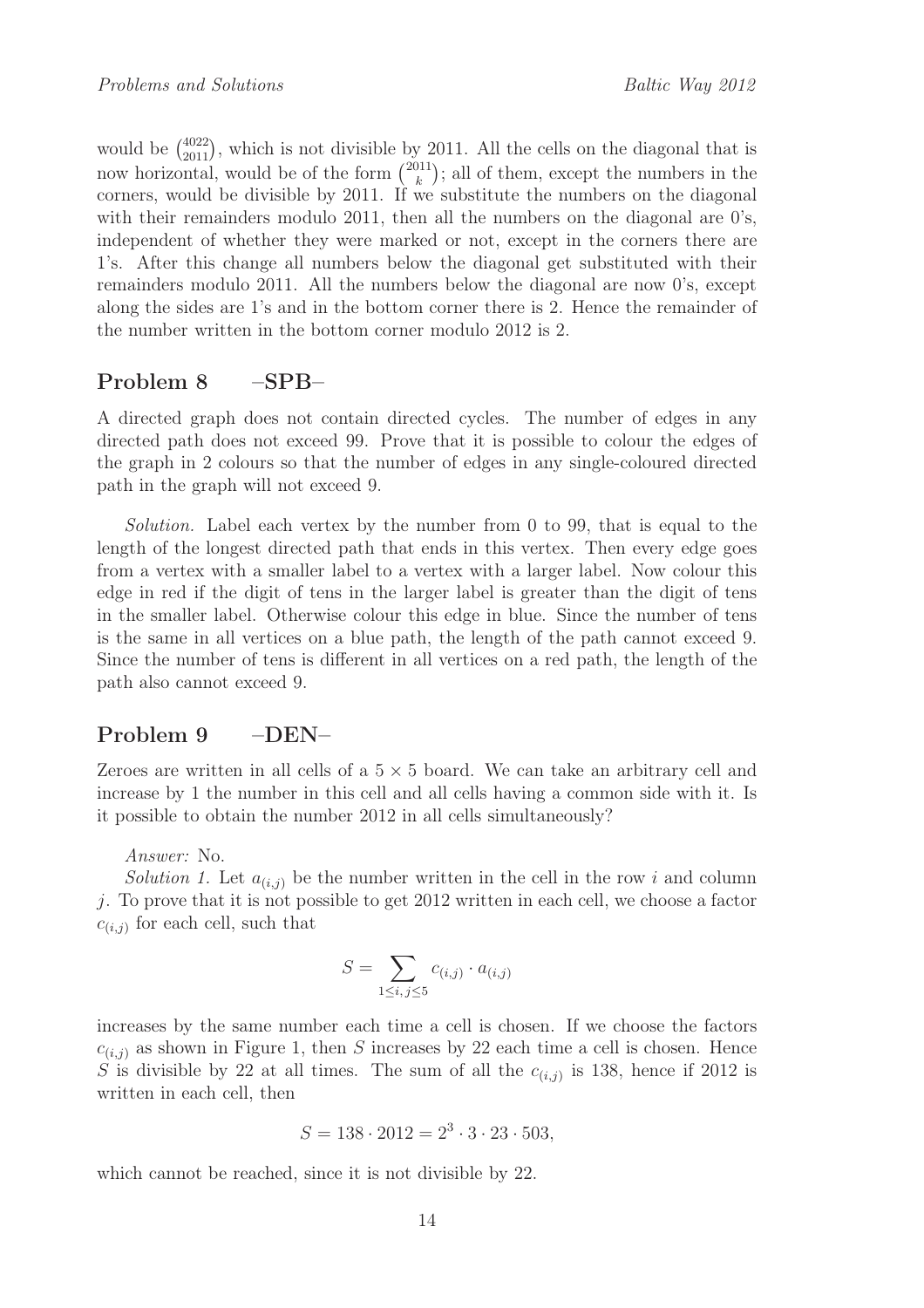would be $\binom{4022}{2011}$, which is not divisible by 2011. All the cells on the diagonal that is now horizontal, would be of the form $\binom{2011}{k}$; all of them, except the numbers in the corners, would be divisible by 2011. If we substitute the numbers on the diagonal with their remainders modulo 2011, then all the numbers on the diagonal are 0's, independent of whether they were marked or not, except in the corners there are 1's. After this change all numbers below the diagonal get substituted with their remainders modulo 2011. All the numbers below the diagonal are now 0's, except along the sides are 1's and in the bottom corner there is 2. Hence the remainder of the number written in the bottom corner modulo 2012 is 2.

## Problem 8 –SPB–

A directed graph does not contain directed cycles. The number of edges in any directed path does not exceed 99. Prove that it is possible to colour the edges of the graph in 2 colours so that the number of edges in any single-coloured directed path in the graph will not exceed 9.

*Solution.* Label each vertex by the number from 0 to 99, that is equal to the length of the longest directed path that ends in this vertex. Then every edge goes from a vertex with a smaller label to a vertex with a larger label. Now colour this edge in red if the digit of tens in the larger label is greater than the digit of tens in the smaller label. Otherwise colour this edge in blue. Since the number of tens is the same in all vertices on a blue path, the length of the path cannot exceed 9. Since the number of tens is different in all vertices on a red path, the length of the path also cannot exceed 9.

## Problem 9 –DEN–

Zeroes are written in all cells of a $5 \times 5$ board. We can take an arbitrary cell and increase by 1 the number in this cell and all cells having a common side with it. Is it possible to obtain the number 2012 in all cells simultaneously?

*Answer:* No.

*Solution 1.* Let $a_{(i,j)}$ be the number written in the cell in the row $i$ and column $j$. To prove that it is not possible to get 2012 written in each cell, we choose a factor $c_{(i,j)}$ for each cell, such that

$$S = \sum_{1 \leq i,j \leq 5} c_{(i,j)} \cdot a_{(i,j)}$$

increases by the same number each time a cell is chosen. If we choose the factors $c_{(i,j)}$ as shown in Figure 1, then $S$ increases by 22 each time a cell is chosen. Hence $S$ is divisible by 22 at all times. The sum of all the $c_{(i,j)}$ is 138, hence if 2012 is written in each cell, then

$$S = 138 \cdot 2012 = 2^3 \cdot 3 \cdot 23 \cdot 503,$$

which cannot be reached, since it is not divisible by 22.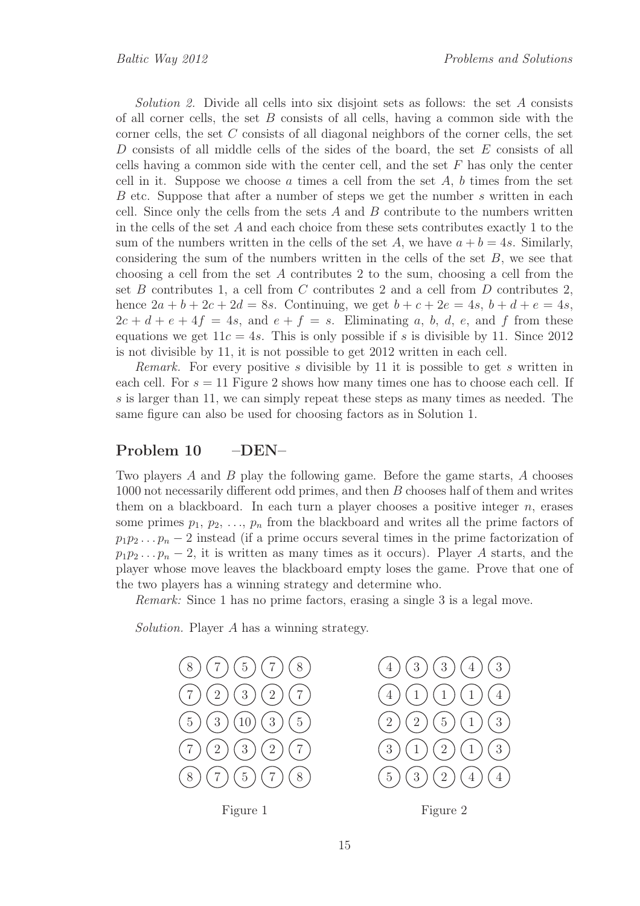*Solution 2.* Divide all cells into six disjoint sets as follows: the set $A$ consists of all corner cells, the set $B$ consists of all cells, having a common side with the corner cells, the set $C$ consists of all diagonal neighbors of the corner cells, the set $D$ consists of all middle cells of the sides of the board, the set $E$ consists of all cells having a common side with the center cell, and the set $F$ has only the center cell in it. Suppose we choose $a$ times a cell from the set $A$, $b$ times from the set $B$ etc. Suppose that after a number of steps we get the number $s$ written in each cell. Since only the cells from the sets $A$ and $B$ contribute to the numbers written in the cells of the set $A$ and each choice from these sets contributes exactly 1 to the sum of the numbers written in the cells of the set $A$, we have $a + b = 4s$. Similarly, considering the sum of the numbers written in the cells of the set $B$, we see that choosing a cell from the set $A$ contributes 2 to the sum, choosing a cell from the set $B$ contributes 1, a cell from $C$ contributes 2 and a cell from $D$ contributes 2, hence $2a + b + 2c + 2d = 8s$. Continuing, we get $b + c + 2e = 4s$, $b + d + e = 4s$, $2c + d + e + 4f = 4s$, and $e + f = s$. Eliminating $a$, $b$, $d$, $e$, and $f$ from these equations we get $11c = 4s$. This is only possible if $s$ is divisible by 11. Since 2012 is not divisible by 11, it is not possible to get 2012 written in each cell.

*Remark.* For every positive $s$ divisible by 11 it is possible to get $s$ written in each cell. For $s = 11$ Figure 2 shows how many times one has to choose each cell. If $s$ is larger than 11, we can simply repeat these steps as many times as needed. The same figure can also be used for choosing factors as in Solution 1.

## Problem 10 –DEN–

Two players $A$ and $B$ play the following game. Before the game starts, $A$ chooses 1000 not necessarily different odd primes, and then $B$ chooses half of them and writes them on a blackboard. In each turn a player chooses a positive integer $n$, erases some primes $p_1, p_2, \ldots, p_n$ from the blackboard and writes all the prime factors of $p_1 p_2 \ldots p_n - 2$ instead (if a prime occurs several times in the prime factorization of $p_1 p_2 \ldots p_n - 2$, it is written as many times as it occurs). Player $A$ starts, and the player whose move leaves the blackboard empty loses the game. Prove that one of the two players has a winning strategy and determine who.

*Remark:* Since 1 has no prime factors, erasing a single 3 is a legal move.

*Solution.* Player $A$ has a winning strategy.

| | | | | |
|---|---|---|---|---|
| 8 | 7 | 5 | 7 | 8 |
| 7 | 2 | 3 | 2 | 7 |
| 5 | 3 | 10 | 3 | 5 |
| 7 | 2 | 3 | 2 | 7 |
| 8 | 7 | 5 | 7 | 8 |

Figure 1

| | | | | |
|---|---|---|---|---|
| 4 | 3 | 3 | 4 | 3 |
| 4 | 1 | 1 | 1 | 4 |
| 2 | 2 | 5 | 1 | 3 |
| 3 | 1 | 2 | 1 | 3 |
| 5 | 3 | 2 | 4 | 4 |

Figure 2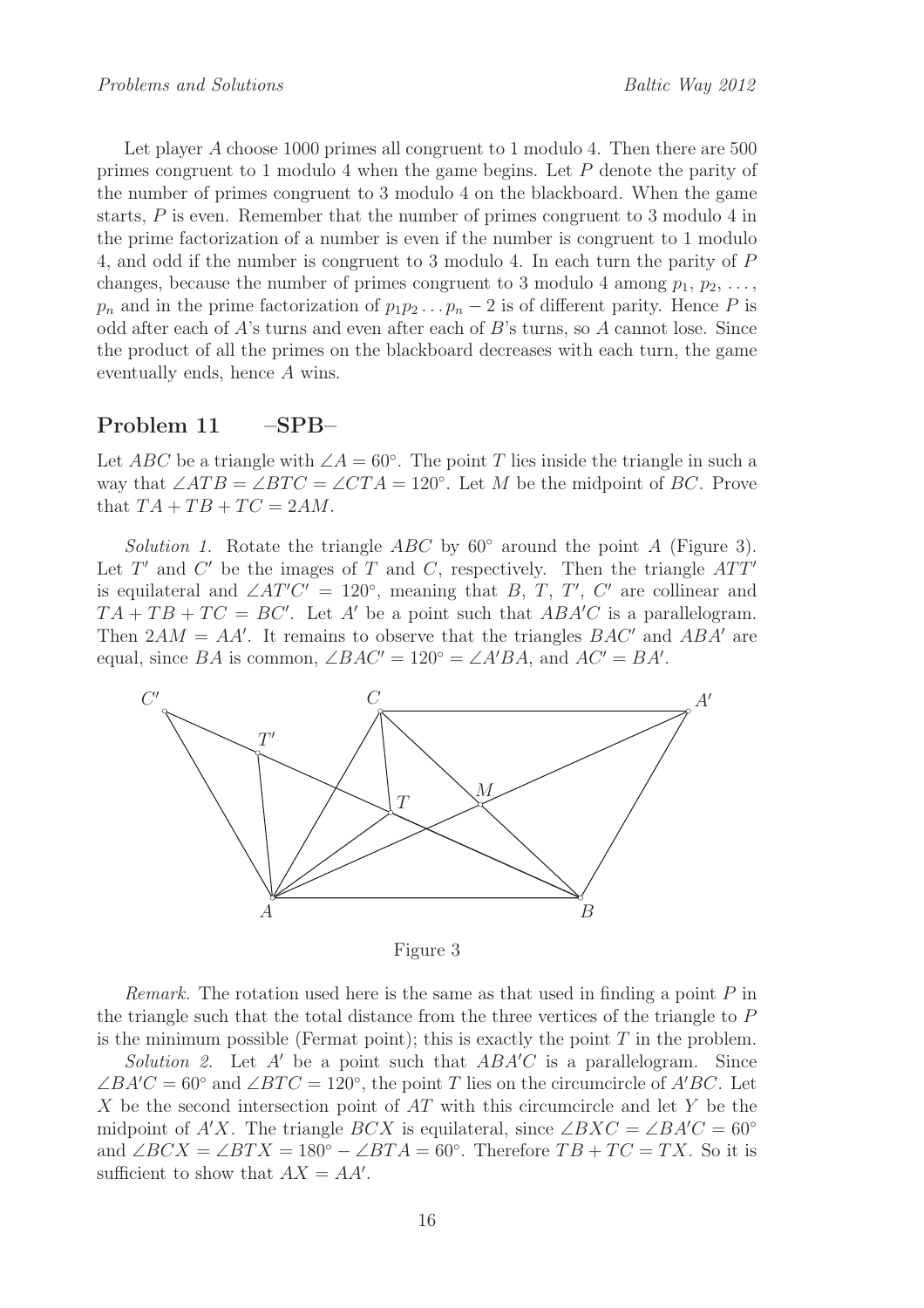Let player $A$ choose 1000 primes all congruent to 1 modulo 4. Then there are 500 primes congruent to 1 modulo 4 when the game begins. Let $P$ denote the parity of the number of primes congruent to 3 modulo 4 on the blackboard. When the game starts, $P$ is even. Remember that the number of primes congruent to 3 modulo 4 in the prime factorization of a number is even if the number is congruent to 1 modulo 4, and odd if the number is congruent to 3 modulo 4. In each turn the parity of $P$ changes, because the number of primes congruent to 3 modulo 4 among $p_1$, $p_2$, ..., $p_n$ and in the prime factorization of $p_1 p_2 \dots p_n - 2$ is of different parity. Hence $P$ is odd after each of $A$'s turns and even after each of $B$'s turns, so $A$ cannot lose. Since the product of all the primes on the blackboard decreases with each turn, the game eventually ends, hence $A$ wins.

## Problem 11 –SPB–

Let $ABC$ be a triangle with $\angle A = 60^\circ$. The point $T$ lies inside the triangle in such a way that $\angle ATB = \angle BTC = \angle CTA = 120^\circ$. Let $M$ be the midpoint of $BC$. Prove that $TA + TB + TC = 2AM$.

*Solution 1.* Rotate the triangle $ABC$ by $60^\circ$ around the point $A$ (Figure 3). Let $T'$ and $C'$ be the images of $T$ and $C$, respectively. Then the triangle $ATT'$ is equilateral and $\angle AT'C' = 120^\circ$, meaning that $B$, $T$, $T'$, $C'$ are collinear and $TA + TB + TC = BC'$. Let $A'$ be a point such that $ABA'C$ is a parallelogram. Then $2AM = AA'$. It remains to observe that the triangles $BAC'$ and $ABA'$ are equal, since $BA$ is common, $\angle BAC' = 120^\circ = \angle A'BA$, and $AC' = BA'$.

Figure 3

*Remark.* The rotation used here is the same as that used in finding a point $P$ in the triangle such that the total distance from the three vertices of the triangle to $P$ is the minimum possible (Fermat point); this is exactly the point $T$ in the problem.

*Solution 2.* Let $A'$ be a point such that $ABA'C$ is a parallelogram. Since $\angle BA'C = 60^\circ$ and $\angle BTC = 120^\circ$, the point $T$ lies on the circumcircle of $A'BC$. Let $X$ be the second intersection point of $AT$ with this circumcircle and let $Y$ be the midpoint of $A'X$. The triangle $BCX$ is equilateral, since $\angle BXC = \angle BA'C = 60^\circ$ and $\angle BCX = \angle BTX = 180^\circ - \angle BTA = 60^\circ$. Therefore $TB + TC = TX$. So it is sufficient to show that $AX = AA'$.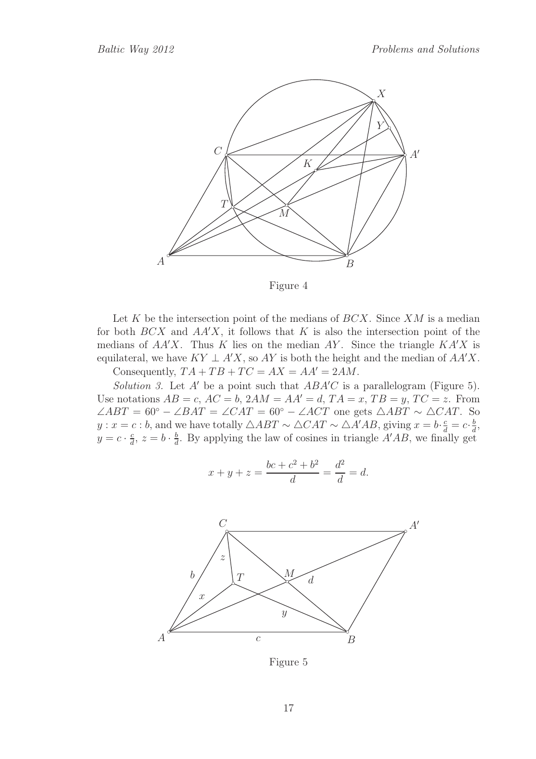Figure 4

Let $K$ be the intersection point of the medians of $BCX$. Since $XM$ is a median for both $BCX$ and $AA'X$, it follows that $K$ is also the intersection point of the medians of $AA'X$. Thus $K$ lies on the median $AY$. Since the triangle $KA'X$ is equilateral, we have $KY \perp A'X$, so $AY$ is both the height and the median of $AA'X$.

Consequently, $TA + TB + TC = AX = AA' = 2AM$.

*Solution 3.* Let $A'$ be a point such that $ABA'C$ is a parallelogram (Figure 5). Use notations $AB = c$, $AC = b$, $2AM = AA' = d$, $TA = x$, $TB = y$, $TC = z$. From $\angle ABT = 60^\circ - \angle BAT = \angle CAT = 60^\circ - \angle ACT$ one gets $\triangle ABT \sim \triangle CAT$. So $y : x = c : b$, and we have totally $\triangle ABT \sim \triangle CAT \sim \triangle A'AB$, giving $x = b \cdot \frac{c}{d} = c \cdot \frac{b}{d}$, $y = c \cdot \frac{c}{d}$, $z = b \cdot \frac{b}{d}$. By applying the law of cosines in triangle $A'AB$, we finally get

$$x + y + z = \frac{bc + c^2 + b^2}{d} = \frac{d^2}{d} = d.$$

Figure 5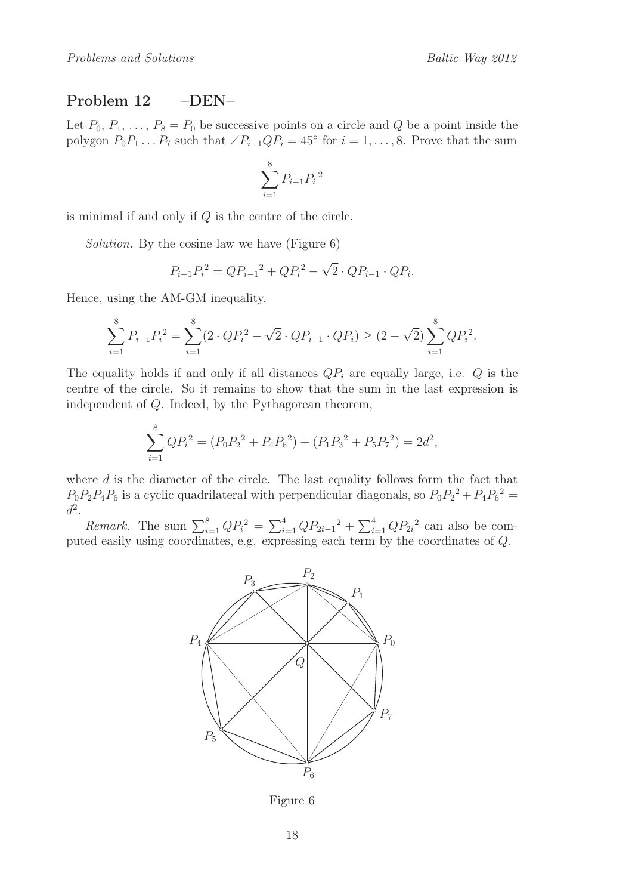## Problem 12 –DEN–

Let $P_0, P_1, \ldots, P_8 = P_0$ be successive points on a circle and $Q$ be a point inside the polygon $P_0P_1 \ldots P_7$ such that $\angle P_{i-1}QP_i = 45^\circ$ for $i = 1, \ldots, 8$. Prove that the sum

$$\sum_{i=1}^{8} {P_{i-1}P_i}^2$$

is minimal if and only if $Q$ is the centre of the circle.

*Solution.* By the cosine law we have (Figure 6)

$${P_{i-1}P_i}^2 = {QP_{i-1}}^2 + {QP_i}^2 - \sqrt{2} \cdot QP_{i-1} \cdot QP_i.$$

Hence, using the AM-GM inequality,

$$\sum_{i=1}^{8} P_{i-1}P_i^2 = \sum_{i=1}^{8}(2 \cdot {QP_i}^2 - \sqrt{2} \cdot QP_{i-1} \cdot QP_i) \geq (2 - \sqrt{2}) \sum_{i=1}^{8} {QP_i}^2.$$

The equality holds if and only if all distances $QP_i$ are equally large, i.e. $Q$ is the centre of the circle. So it remains to show that the sum in the last expression is independent of $Q$. Indeed, by the Pythagorean theorem,

$$\sum_{i=1}^{8} {QP_i}^2 = ({P_0P_2}^2 + {P_4P_6}^2) + ({P_1P_3}^2 + {P_5P_7}^2) = 2d^2,$$

where $d$ is the diameter of the circle. The last equality follows form the fact that $P_0P_2P_4P_6$ is a cyclic quadrilateral with perpendicular diagonals, so ${P_0P_2}^2 + {P_4P_6}^2 = d^2$.

*Remark.* The sum $\sum_{i=1}^{8} {QP_i}^2 = \sum_{i=1}^{4} {QP_{2i-1}}^2 + \sum_{i=1}^{4} {QP_{2i}}^2$ can also be computed easily using coordinates, e.g. expressing each term by the coordinates of $Q$.

Figure 6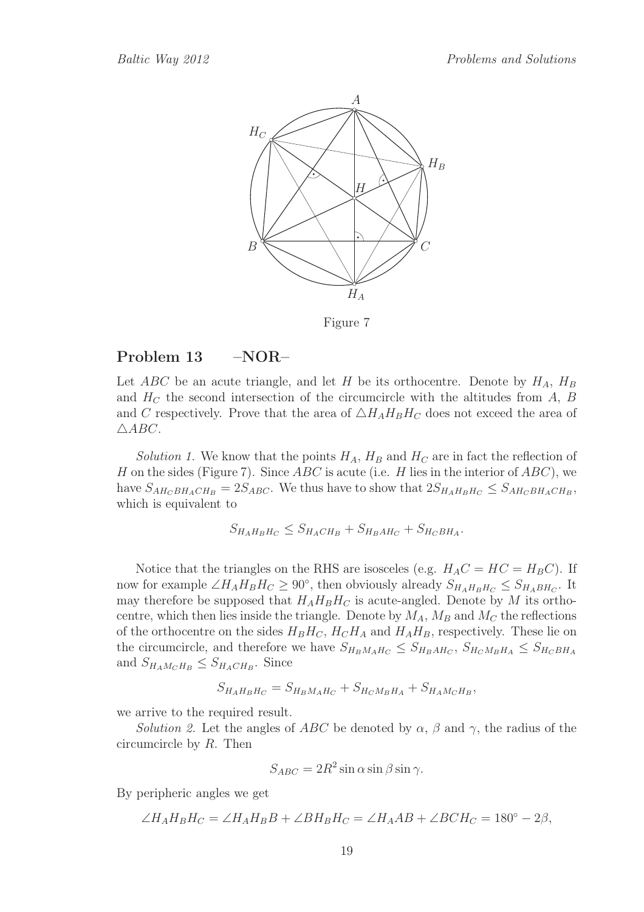Figure 7

## Problem 13 –NOR–

Let $ABC$ be an acute triangle, and let $H$ be its orthocentre. Denote by $H_A$, $H_B$ and $H_C$ the second intersection of the circumcircle with the altitudes from $A$, $B$ and $C$ respectively. Prove that the area of $\triangle H_A H_B H_C$ does not exceed the area of $\triangle ABC$.

*Solution 1.* We know that the points $H_A$, $H_B$ and $H_C$ are in fact the reflection of $H$ on the sides (Figure 7). Since $ABC$ is acute (i.e. $H$ lies in the interior of $ABC$), we have $S_{AH_CBH_ACH_B} = 2S_{ABC}$. We thus have to show that $2S_{H_AH_BH_C} \leq S_{AH_CBH_ACH_B}$, which is equivalent to

$$S_{H_AH_BH_C} \leq S_{H_ACH_B} + S_{H_BAH_C} + S_{H_CBH_A}.$$

Notice that the triangles on the RHS are isosceles (e.g. $H_AC = HC = H_BC$). If now for example $\angle H_AH_BH_C \geq 90^\circ$, then obviously already $S_{H_AH_BH_C} \leq S_{H_ABH_C}$. It may therefore be supposed that $H_AH_BH_C$ is acute-angled. Denote by $M$ its orthocentre, which then lies inside the triangle. Denote by $M_A$, $M_B$ and $M_C$ the reflections of the orthocentre on the sides $H_BH_C$, $H_CH_A$ and $H_AH_B$, respectively. These lie on the circumcircle, and therefore we have $S_{H_BM_AH_C} \leq S_{H_BAH_C}$, $S_{H_CM_BH_A} \leq S_{H_CBH_A}$ and $S_{H_AM_CH_B} \leq S_{H_ACH_B}$. Since

$$S_{H_AH_BH_C} = S_{H_BM_AH_C} + S_{H_CM_BH_A} + S_{H_AM_CH_B},$$

we arrive to the required result.

*Solution 2.* Let the angles of $ABC$ be denoted by $\alpha$, $\beta$ and $\gamma$, the radius of the circumcircle by $R$. Then

$$S_{ABC} = 2R^2 \sin\alpha \sin\beta \sin\gamma.$$

By peripheric angles we get

$$\angle H_AH_BH_C = \angle H_AH_BB + \angle BH_BH_C = \angle H_AAB + \angle BCH_C = 180^\circ - 2\beta,$$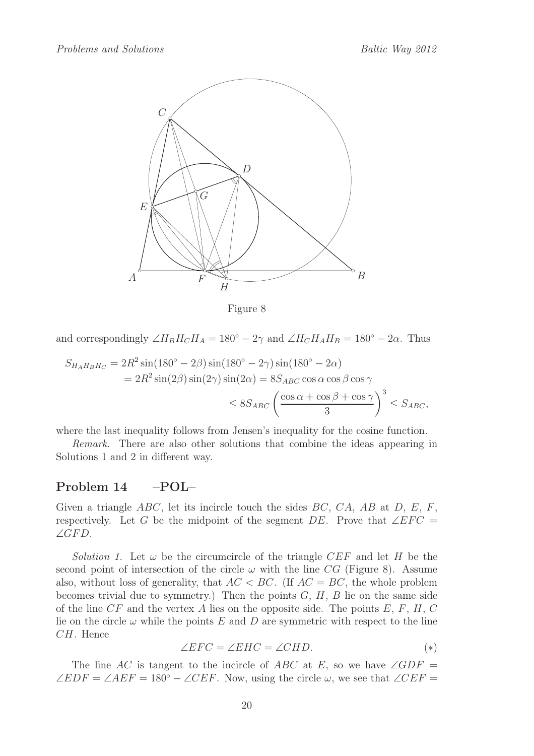Figure 8

and correspondingly $\angle H_B H_C H_A = 180^\circ - 2\gamma$ and $\angle H_C H_A H_B = 180^\circ - 2\alpha$. Thus

$$
\begin{aligned}
S_{H_A H_B H_C} &= 2R^2 \sin(180^\circ - 2\beta)\sin(180^\circ - 2\gamma)\sin(180^\circ - 2\alpha) \\
&= 2R^2 \sin(2\beta)\sin(2\gamma)\sin(2\alpha) = 8S_{ABC}\cos\alpha\cos\beta\cos\gamma \\
&\le 8S_{ABC}\left(\frac{\cos\alpha + \cos\beta + \cos\gamma}{3}\right)^3 \le S_{ABC},
\end{aligned}
$$

where the last inequality follows from Jensen's inequality for the cosine function.

*Remark.* There are also other solutions that combine the ideas appearing in Solutions 1 and 2 in different way.

## Problem 14 –POL–

Given a triangle $ABC$, let its incircle touch the sides $BC$, $CA$, $AB$ at $D$, $E$, $F$, respectively. Let $G$ be the midpoint of the segment $DE$. Prove that $\angle EFC = \angle GFD$.

*Solution 1.* Let $\omega$ be the circumcircle of the triangle $CEF$ and let $H$ be the second point of intersection of the circle $\omega$ with the line $CG$ (Figure 8). Assume also, without loss of generality, that $AC < BC$. (If $AC = BC$, the whole problem becomes trivial due to symmetry.) Then the points $G$, $H$, $B$ lie on the same side of the line $CF$ and the vertex $A$ lies on the opposite side. The points $E$, $F$, $H$, $C$ lie on the circle $\omega$ while the points $E$ and $D$ are symmetric with respect to the line $CH$. Hence

$$\angle EFC = \angle EHC = \angle CHD. \qquad (*)$$

The line $AC$ is tangent to the incircle of $ABC$ at $E$, so we have $\angle GDF = \angle EDF = \angle AEF = 180^\circ - \angle CEF$. Now, using the circle $\omega$, we see that $\angle CEF =$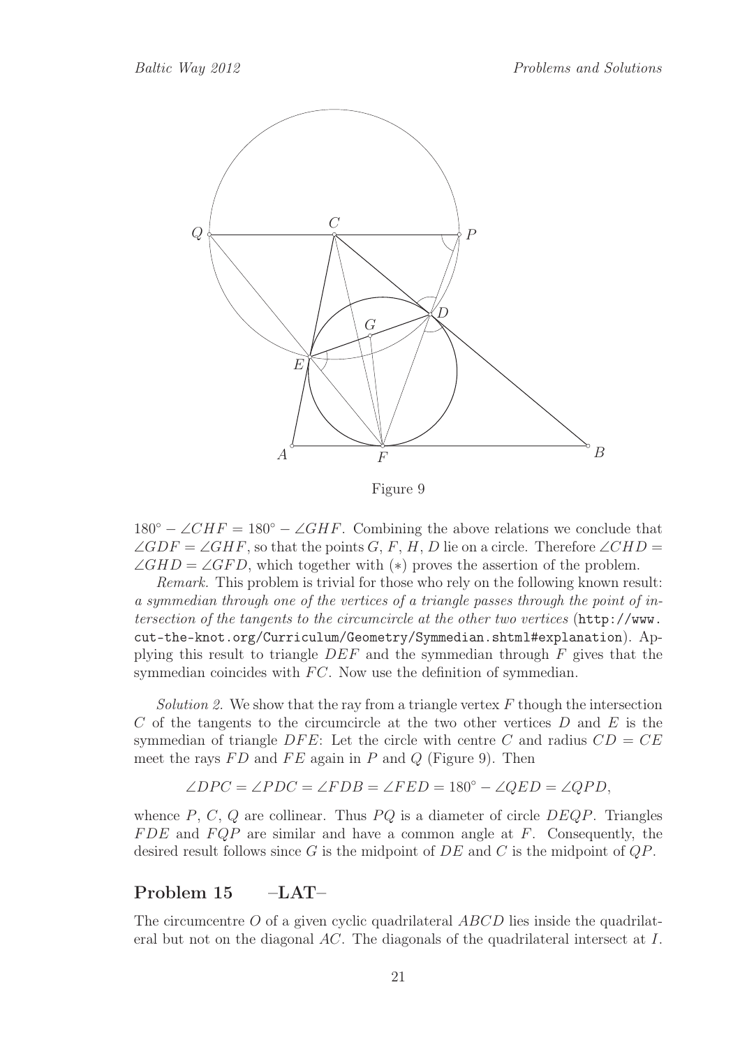Figure 9

$180^\circ - \angle CHF = 180^\circ - \angle GHF$. Combining the above relations we conclude that $\angle GDF = \angle GHF$, so that the points $G$, $F$, $H$, $D$ lie on a circle. Therefore $\angle CHD = \angle GHD = \angle GFD$, which together with $(*)$ proves the assertion of the problem.

*Remark.* This problem is trivial for those who rely on the following known result: *a symmedian through one of the vertices of a triangle passes through the point of intersection of the tangents to the circumcircle at the other two vertices* (http://www.cut-the-knot.org/Curriculum/Geometry/Symmedian.shtml#explanation). Applying this result to triangle $DEF$ and the symmedian through $F$ gives that the symmedian coincides with $FC$. Now use the definition of symmedian.

*Solution 2.* We show that the ray from a triangle vertex $F$ though the intersection $C$ of the tangents to the circumcircle at the two other vertices $D$ and $E$ is the symmedian of triangle $DFE$: Let the circle with centre $C$ and radius $CD = CE$ meet the rays $FD$ and $FE$ again in $P$ and $Q$ (Figure 9). Then

$$\angle DPC = \angle PDC = \angle FDB = \angle FED = 180^\circ - \angle QED = \angle QPD,$$

whence $P$, $C$, $Q$ are collinear. Thus $PQ$ is a diameter of circle $DEQP$. Triangles $FDE$ and $FQP$ are similar and have a common angle at $F$. Consequently, the desired result follows since $G$ is the midpoint of $DE$ and $C$ is the midpoint of $QP$.

## Problem 15 –LAT–

The circumcentre $O$ of a given cyclic quadrilateral $ABCD$ lies inside the quadrilateral but not on the diagonal $AC$. The diagonals of the quadrilateral intersect at $I$.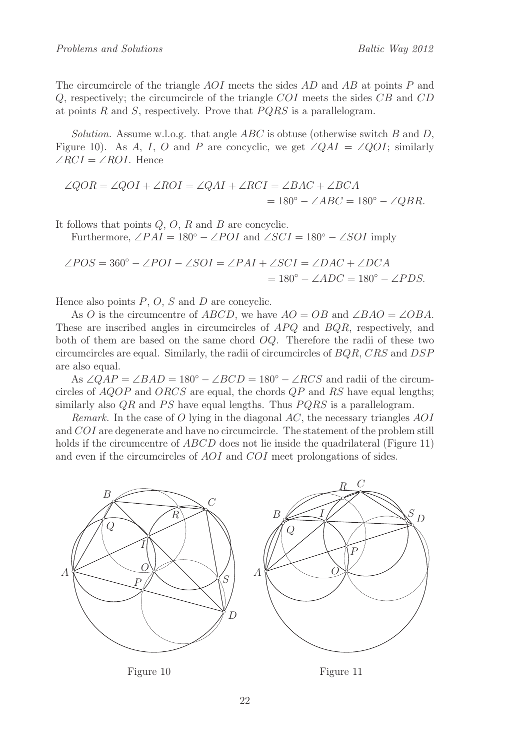The circumcircle of the triangle $AOI$ meets the sides $AD$ and $AB$ at points $P$ and $Q$, respectively; the circumcircle of the triangle $COI$ meets the sides $CB$ and $CD$ at points $R$ and $S$, respectively. Prove that $PQRS$ is a parallelogram.

*Solution.* Assume w.l.o.g. that angle $ABC$ is obtuse (otherwise switch $B$ and $D$, Figure 10). As $A$, $I$, $O$ and $P$ are concyclic, we get $\angle QAI = \angle QOI$; similarly $\angle RCI = \angle ROI$. Hence

$$\angle QOR = \angle QOI + \angle ROI = \angle QAI + \angle RCI = \angle BAC + \angle BCA = 180^\circ - \angle ABC = 180^\circ - \angle QBR.$$

It follows that points $Q$, $O$, $R$ and $B$ are concyclic.

Furthermore, $\angle PAI = 180^\circ - \angle POI$ and $\angle SCI = 180^\circ - \angle SOI$ imply

$$\angle POS = 360^\circ - \angle POI - \angle SOI = \angle PAI + \angle SCI = \angle DAC + \angle DCA = 180^\circ - \angle ADC = 180^\circ - \angle PDS.$$

Hence also points $P$, $O$, $S$ and $D$ are concyclic.

As $O$ is the circumcentre of $ABCD$, we have $AO = OB$ and $\angle BAO = \angle OBA$. These are inscribed angles in circumcircles of $APQ$ and $BQR$, respectively, and both of them are based on the same chord $OQ$. Therefore the radii of these two circumcircles are equal. Similarly, the radii of circumcircles of $BQR$, $CRS$ and $DSP$ are also equal.

As $\angle QAP = \angle BAD = 180^\circ - \angle BCD = 180^\circ - \angle RCS$ and radii of the circumcircles of $AQOP$ and $ORCS$ are equal, the chords $QP$ and $RS$ have equal lengths; similarly also $QR$ and $PS$ have equal lengths. Thus $PQRS$ is a parallelogram.

*Remark.* In the case of $O$ lying in the diagonal $AC$, the necessary triangles $AOI$ and $COI$ are degenerate and have no circumcircle. The statement of the problem still holds if the circumcentre of $ABCD$ does not lie inside the quadrilateral (Figure 11) and even if the circumcircles of $AOI$ and $COI$ meet prolongations of sides.

Figure 10

Figure 11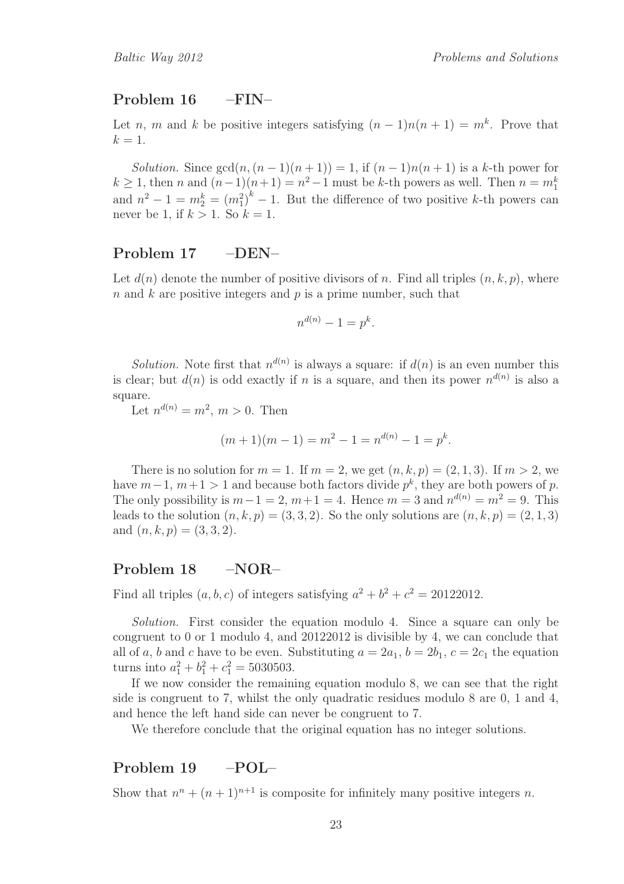## Problem 16 –FIN–

Let $n$, $m$ and $k$ be positive integers satisfying $(n-1)n(n+1) = m^k$. Prove that $k = 1$.

*Solution.* Since $\gcd(n, (n-1)(n+1)) = 1$, if $(n-1)n(n+1)$ is a $k$-th power for $k \geq 1$, then $n$ and $(n-1)(n+1) = n^2 - 1$ must be $k$-th powers as well. Then $n = m_1^k$ and $n^2 - 1 = m_2^k = (m_1^2)^k - 1$. But the difference of two positive $k$-th powers can never be 1, if $k > 1$. So $k = 1$.

## Problem 17 –DEN–

Let $d(n)$ denote the number of positive divisors of $n$. Find all triples $(n, k, p)$, where $n$ and $k$ are positive integers and $p$ is a prime number, such that

$$n^{d(n)} - 1 = p^k.$$

*Solution.* Note first that $n^{d(n)}$ is always a square: if $d(n)$ is an even number this is clear; but $d(n)$ is odd exactly if $n$ is a square, and then its power $n^{d(n)}$ is also a square.

Let $n^{d(n)} = m^2$, $m > 0$. Then

$$(m+1)(m-1) = m^2 - 1 = n^{d(n)} - 1 = p^k.$$

There is no solution for $m = 1$. If $m = 2$, we get $(n, k, p) = (2, 1, 3)$. If $m > 2$, we have $m-1$, $m+1 > 1$ and because both factors divide $p^k$, they are both powers of $p$. The only possibility is $m - 1 = 2$, $m + 1 = 4$. Hence $m = 3$ and $n^{d(n)} = m^2 = 9$. This leads to the solution $(n, k, p) = (3, 3, 2)$. So the only solutions are $(n, k, p) = (2, 1, 3)$ and $(n, k, p) = (3, 3, 2)$.

## Problem 18 –NOR–

Find all triples $(a, b, c)$ of integers satisfying $a^2 + b^2 + c^2 = 20122012$.

*Solution.* First consider the equation modulo 4. Since a square can only be congruent to 0 or 1 modulo 4, and 20122012 is divisible by 4, we can conclude that all of $a$, $b$ and $c$ have to be even. Substituting $a = 2a_1$, $b = 2b_1$, $c = 2c_1$ the equation turns into $a_1^2 + b_1^2 + c_1^2 = 5030503$.

If we now consider the remaining equation modulo 8, we can see that the right side is congruent to 7, whilst the only quadratic residues modulo 8 are 0, 1 and 4, and hence the left hand side can never be congruent to 7.

We therefore conclude that the original equation has no integer solutions.

## Problem 19 –POL–

Show that $n^n + (n+1)^{n+1}$ is composite for infinitely many positive integers $n$.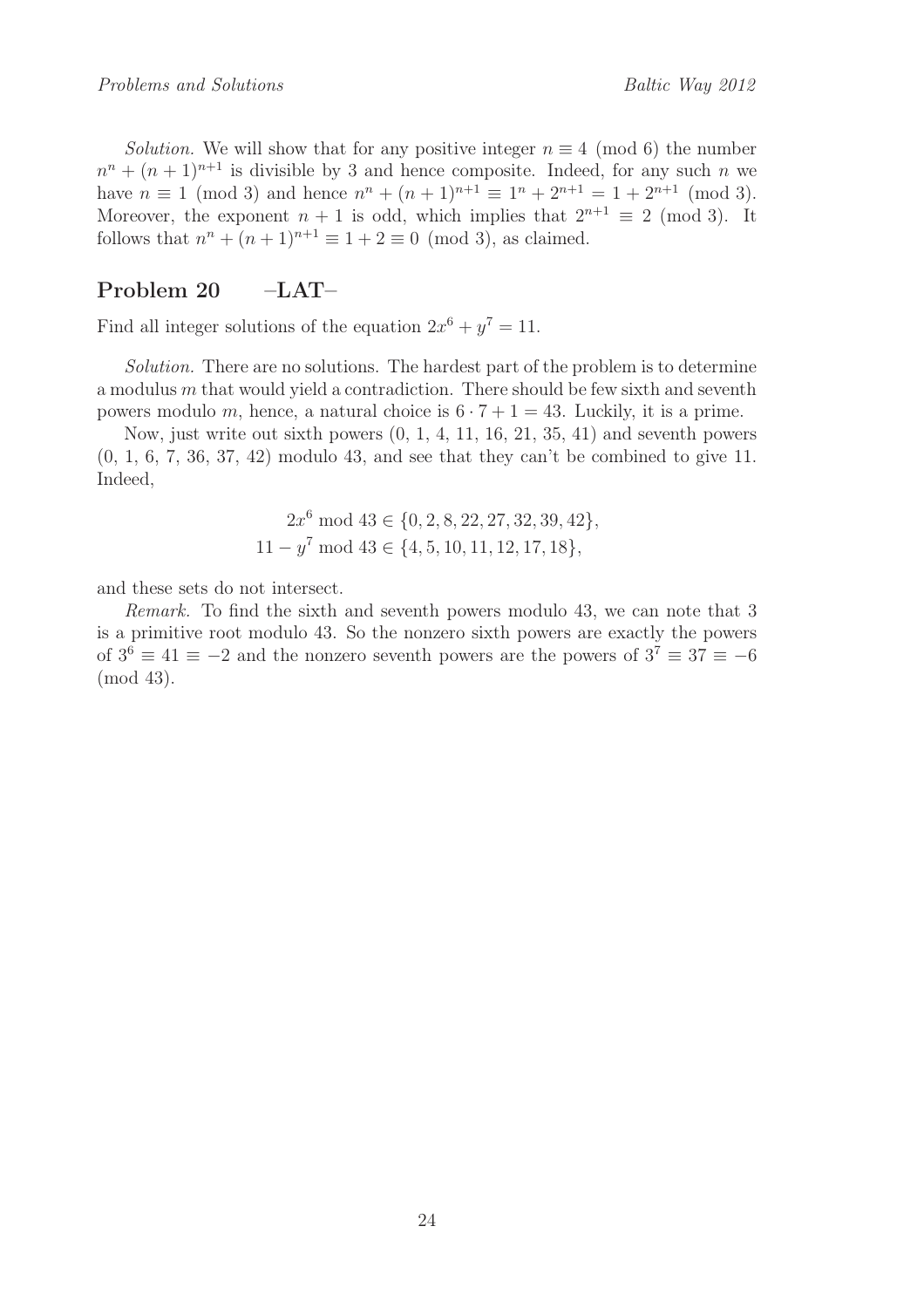*Solution.* We will show that for any positive integer $n \equiv 4 \pmod 6$ the number $n^n + (n+1)^{n+1}$ is divisible by 3 and hence composite. Indeed, for any such $n$ we have $n \equiv 1 \pmod 3$ and hence $n^n + (n+1)^{n+1} \equiv 1^n + 2^{n+1} = 1 + 2^{n+1} \pmod 3$. Moreover, the exponent $n+1$ is odd, which implies that $2^{n+1} \equiv 2 \pmod 3$. It follows that $n^n + (n+1)^{n+1} \equiv 1 + 2 \equiv 0 \pmod 3$, as claimed.

## Problem 20 –LAT–

Find all integer solutions of the equation $2x^6 + y^7 = 11$.

*Solution.* There are no solutions. The hardest part of the problem is to determine a modulus $m$ that would yield a contradiction. There should be few sixth and seventh powers modulo $m$, hence, a natural choice is $6 \cdot 7 + 1 = 43$. Luckily, it is a prime.

Now, just write out sixth powers (0, 1, 4, 11, 16, 21, 35, 41) and seventh powers (0, 1, 6, 7, 36, 37, 42) modulo 43, and see that they can't be combined to give 11. Indeed,

$$2x^6 \bmod 43 \in \{0, 2, 8, 22, 27, 32, 39, 42\},$$
$$11 - y^7 \bmod 43 \in \{4, 5, 10, 11, 12, 17, 18\},$$

and these sets do not intersect.

*Remark.* To find the sixth and seventh powers modulo 43, we can note that 3 is a primitive root modulo 43. So the nonzero sixth powers are exactly the powers of $3^6 \equiv 41 \equiv -2$ and the nonzero seventh powers are the powers of $3^7 \equiv 37 \equiv -6 \pmod{43}$.